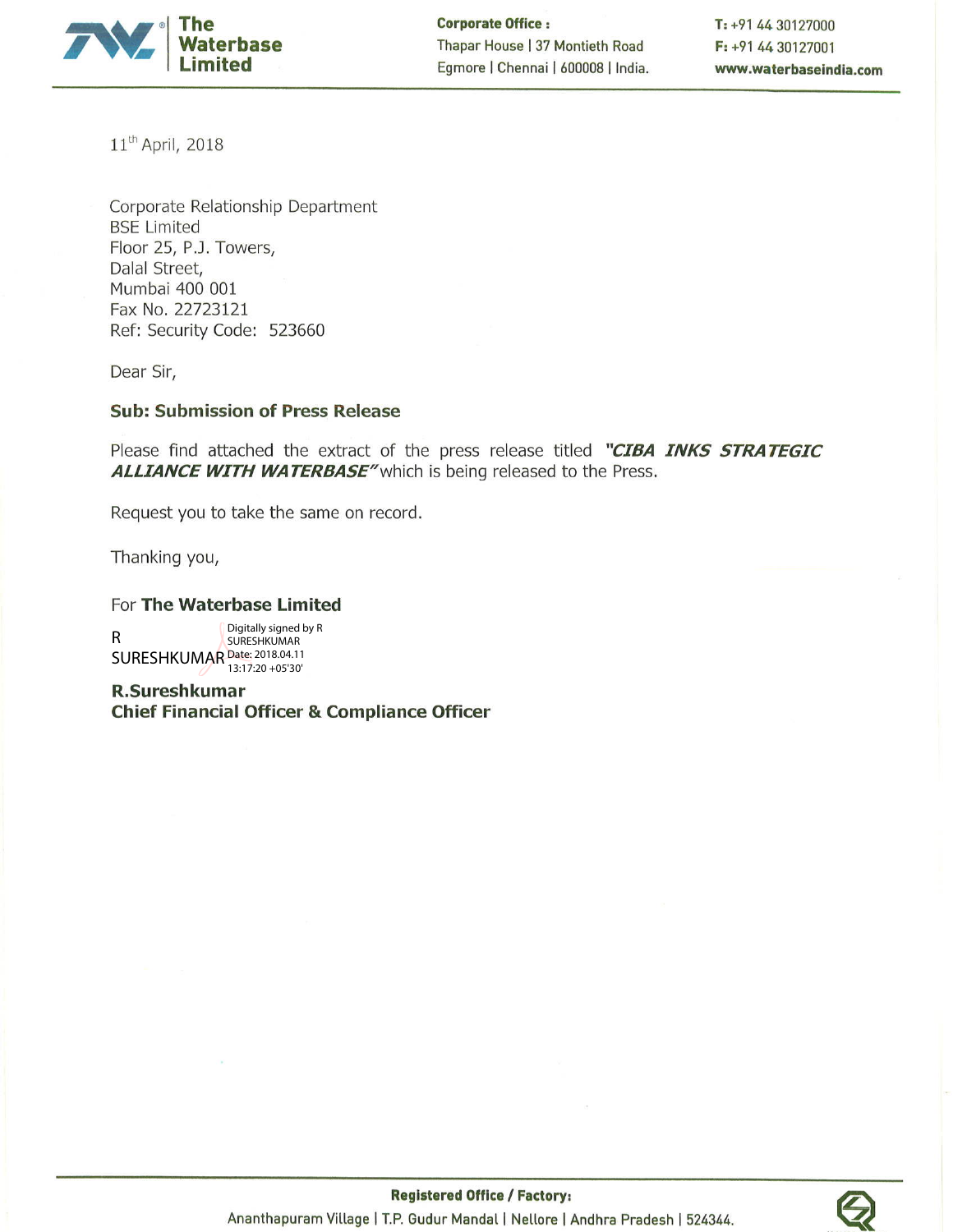**The Waterbase Limited**

**Corporate Office :**
Thapar House | 37 Montieth Road
Egmore | Chennai | 600008 | India.

**T:** +91 44 30127000
**F:** +91 44 30127001
**www.waterbaseindia.com**

11th April, 2018

Corporate Relationship Department
BSE Limited
Floor 25, P.J. Towers,
Dalal Street,
Mumbai 400 001
Fax No. 22723121
Ref: Security Code: 523660

Dear Sir,

**Sub: Submission of Press Release**

Please find attached the extract of the press release titled ***"CIBA INKS STRATEGIC ALLIANCE WITH WATERBASE"*** which is being released to the Press.

Request you to take the same on record.

Thanking you,

For **The Waterbase Limited**

R SURESHKUMAR
Digitally signed by R SURESHKUMAR
Date: 2018.04.11 13:17:20 +05'30'

**R.Sureshkumar**
**Chief Financial Officer & Compliance Officer**

**Registered Office / Factory:**
Ananthapuram Village | T.P. Gudur Mandal | Nellore | Andhra Pradesh | 524344.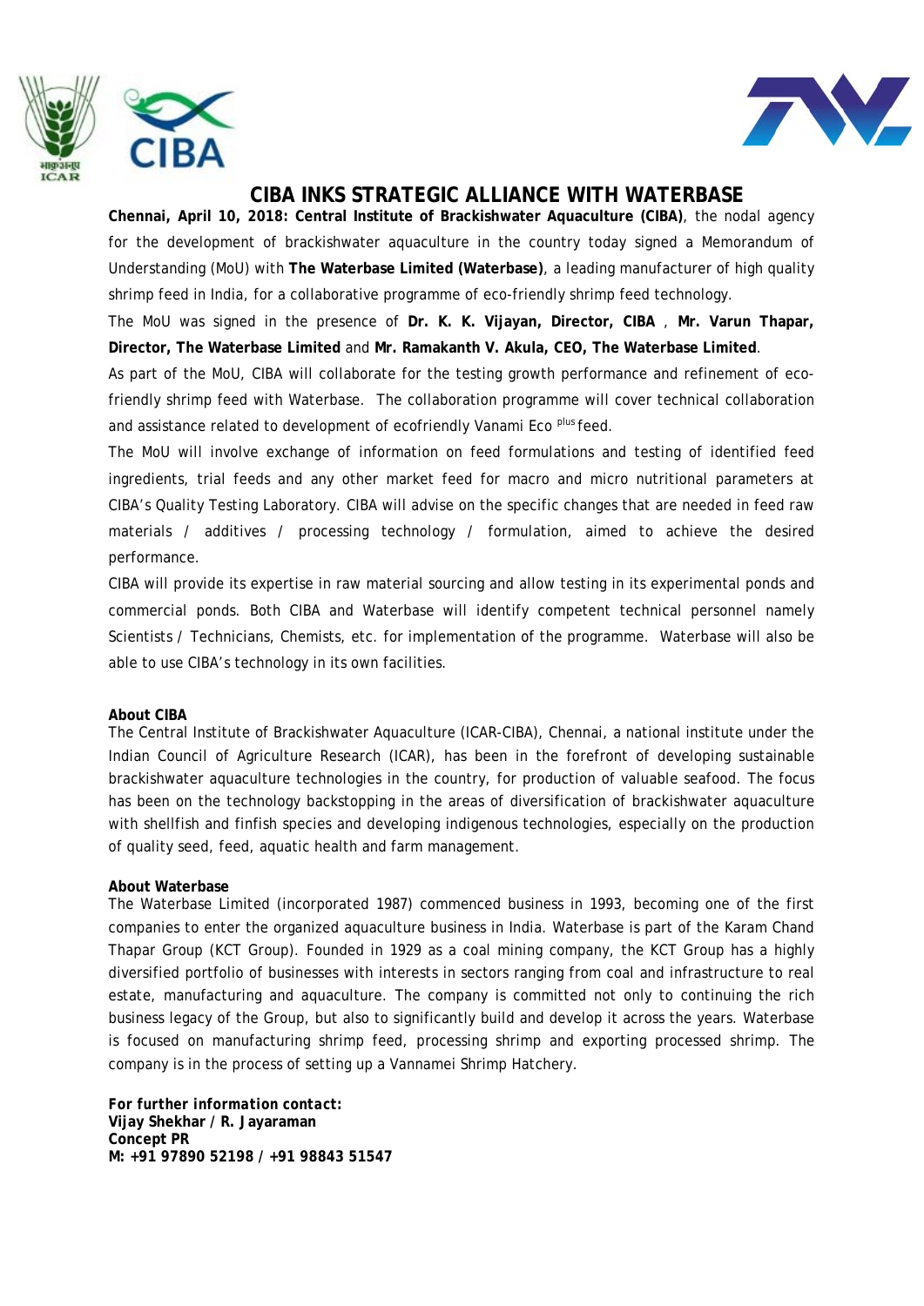# CIBA INKS STRATEGIC ALLIANCE WITH WATERBASE

**Chennai, April 10, 2018: Central Institute of Brackishwater Aquaculture (CIBA)**, the nodal agency for the development of brackishwater aquaculture in the country today signed a Memorandum of Understanding (MoU) with **The Waterbase Limited (Waterbase)**, a leading manufacturer of high quality shrimp feed in India, for a collaborative programme of eco-friendly shrimp feed technology.

The MoU was signed in the presence of **Dr. K. K. Vijayan, Director, CIBA** , **Mr. Varun Thapar, Director, The Waterbase Limited** and **Mr. Ramakanth V. Akula, CEO, The Waterbase Limited**.

As part of the MoU, CIBA will collaborate for the testing growth performance and refinement of eco-friendly shrimp feed with Waterbase. The collaboration programme will cover technical collaboration and assistance related to development of ecofriendly Vanami Eco $^{plus}$ feed.

The MoU will involve exchange of information on feed formulations and testing of identified feed ingredients, trial feeds and any other market feed for macro and micro nutritional parameters at CIBA's Quality Testing Laboratory. CIBA will advise on the specific changes that are needed in feed raw materials / additives / processing technology / formulation, aimed to achieve the desired performance.

CIBA will provide its expertise in raw material sourcing and allow testing in its experimental ponds and commercial ponds. Both CIBA and Waterbase will identify competent technical personnel namely Scientists / Technicians, Chemists, etc. for implementation of the programme. Waterbase will also be able to use CIBA's technology in its own facilities.

**About CIBA**

The Central Institute of Brackishwater Aquaculture (ICAR-CIBA), Chennai, a national institute under the Indian Council of Agriculture Research (ICAR), has been in the forefront of developing sustainable brackishwater aquaculture technologies in the country, for production of valuable seafood. The focus has been on the technology backstopping in the areas of diversification of brackishwater aquaculture with shellfish and finfish species and developing indigenous technologies, especially on the production of quality seed, feed, aquatic health and farm management.

**About Waterbase**

The Waterbase Limited (incorporated 1987) commenced business in 1993, becoming one of the first companies to enter the organized aquaculture business in India. Waterbase is part of the Karam Chand Thapar Group (KCT Group). Founded in 1929 as a coal mining company, the KCT Group has a highly diversified portfolio of businesses with interests in sectors ranging from coal and infrastructure to real estate, manufacturing and aquaculture. The company is committed not only to continuing the rich business legacy of the Group, but also to significantly build and develop it across the years. Waterbase is focused on manufacturing shrimp feed, processing shrimp and exporting processed shrimp. The company is in the process of setting up a Vannamei Shrimp Hatchery.

***For further information contact:***
**Vijay Shekhar / R. Jayaraman**
**Concept PR**
**M: +91 97890 52198 / +91 98843 51547**